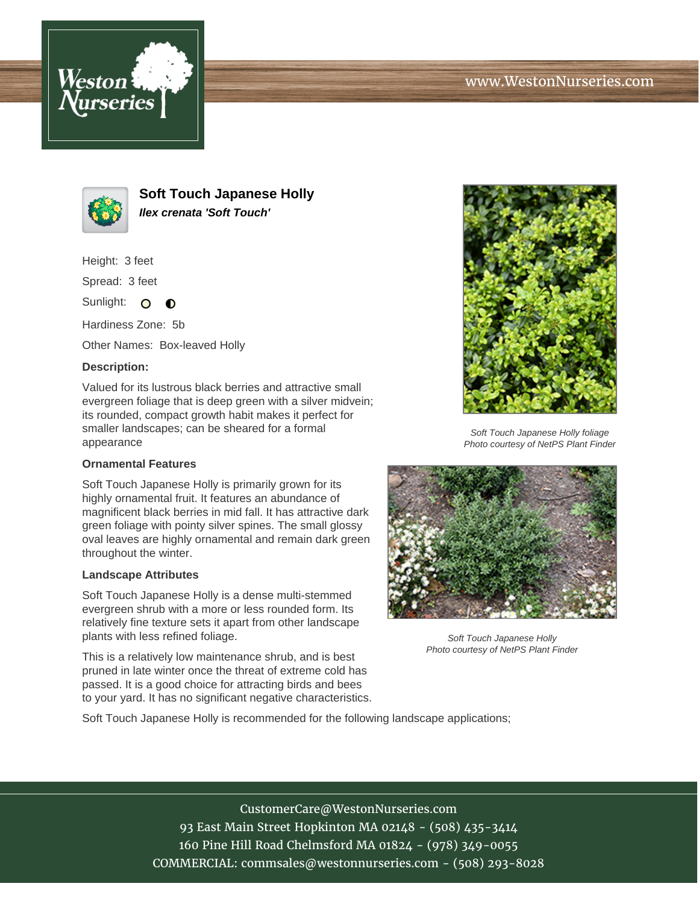# Soft Touch Japanese Holly

***Ilex crenata 'Soft Touch'***

Height: 3 feet

Spread: 3 feet

Sunlight:

Hardiness Zone: 5b

Other Names: Box-leaved Holly

**Description:**

Valued for its lustrous black berries and attractive small evergreen foliage that is deep green with a silver midvein; its rounded, compact growth habit makes it perfect for smaller landscapes; can be sheared for a formal appearance

### Ornamental Features

Soft Touch Japanese Holly is primarily grown for its highly ornamental fruit. It features an abundance of magnificent black berries in mid fall. It has attractive dark green foliage with pointy silver spines. The small glossy oval leaves are highly ornamental and remain dark green throughout the winter.

### Landscape Attributes

Soft Touch Japanese Holly is a dense multi-stemmed evergreen shrub with a more or less rounded form. Its relatively fine texture sets it apart from other landscape plants with less refined foliage.

This is a relatively low maintenance shrub, and is best pruned in late winter once the threat of extreme cold has passed. It is a good choice for attracting birds and bees to your yard. It has no significant negative characteristics.

*Soft Touch Japanese Holly foliage*
*Photo courtesy of NetPS Plant Finder*

*Soft Touch Japanese Holly*
*Photo courtesy of NetPS Plant Finder*

Soft Touch Japanese Holly is recommended for the following landscape applications;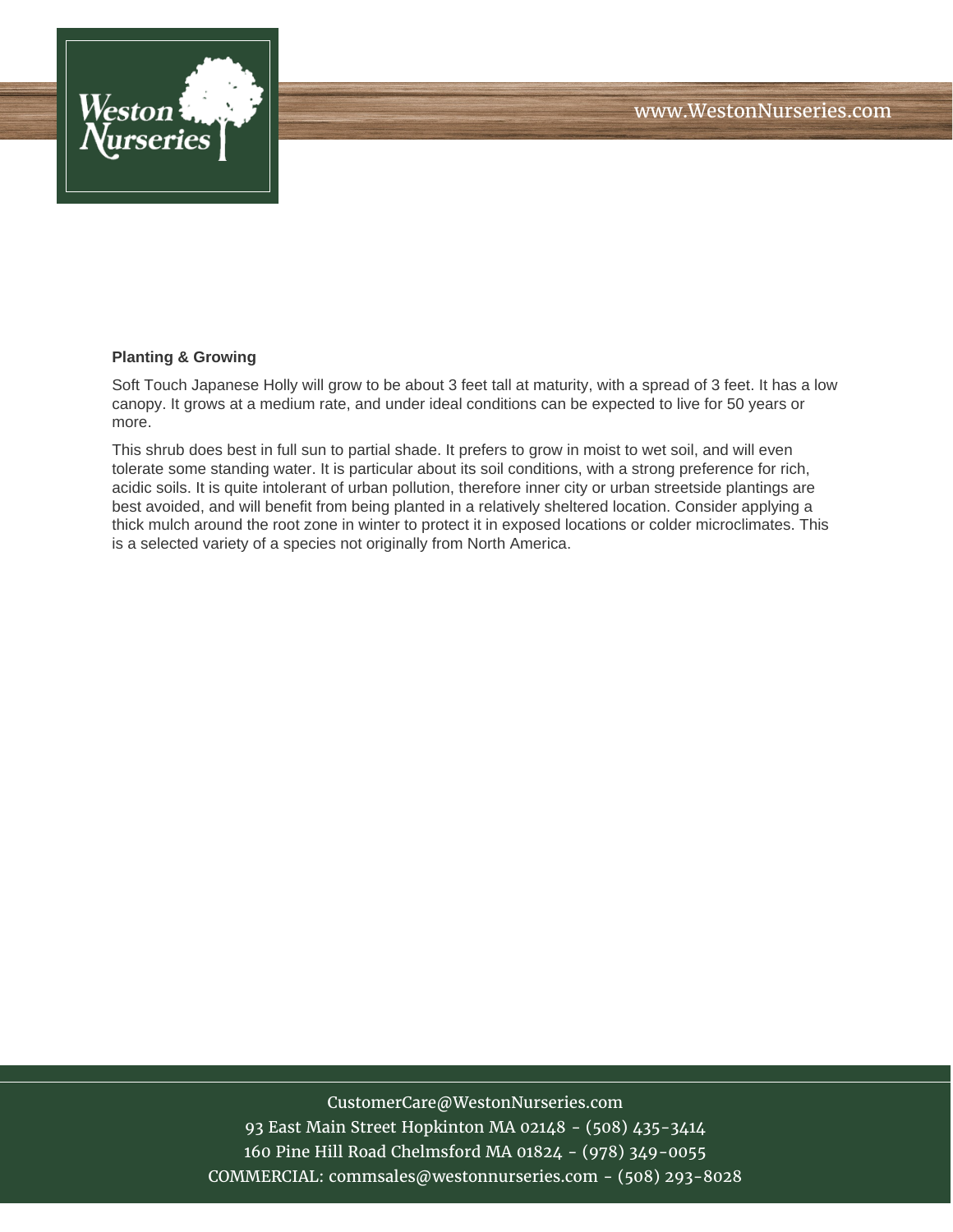**Planting & Growing**

Soft Touch Japanese Holly will grow to be about 3 feet tall at maturity, with a spread of 3 feet. It has a low canopy. It grows at a medium rate, and under ideal conditions can be expected to live for 50 years or more.

This shrub does best in full sun to partial shade. It prefers to grow in moist to wet soil, and will even tolerate some standing water. It is particular about its soil conditions, with a strong preference for rich, acidic soils. It is quite intolerant of urban pollution, therefore inner city or urban streetside plantings are best avoided, and will benefit from being planted in a relatively sheltered location. Consider applying a thick mulch around the root zone in winter to protect it in exposed locations or colder microclimates. This is a selected variety of a species not originally from North America.